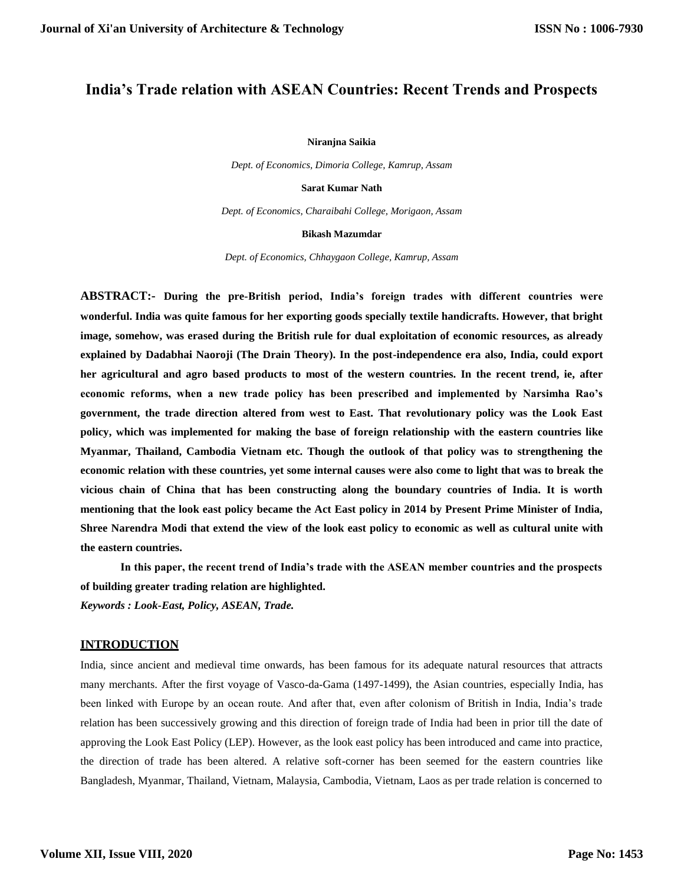# India's Trade relation with ASEAN Countries: Recent Trends and Prospects

**Niranjna Saikia**

*Dept. of Economics, Dimoria College, Kamrup, Assam*

**Sarat Kumar Nath**

*Dept. of Economics, Charaibahi College, Morigaon, Assam*

**Bikash Mazumdar**

*Dept. of Economics, Chhaygaon College, Kamrup, Assam*

**ABSTRACT:- During the pre-British period, India's foreign trades with different countries were wonderful. India was quite famous for her exporting goods specially textile handicrafts. However, that bright image, somehow, was erased during the British rule for dual exploitation of economic resources, as already explained by Dadabhai Naoroji (The Drain Theory). In the post-independence era also, India, could export her agricultural and agro based products to most of the western countries. In the recent trend, ie, after economic reforms, when a new trade policy has been prescribed and implemented by Narsimha Rao's government, the trade direction altered from west to East. That revolutionary policy was the Look East policy, which was implemented for making the base of foreign relationship with the eastern countries like Myanmar, Thailand, Cambodia Vietnam etc. Though the outlook of that policy was to strengthening the economic relation with these countries, yet some internal causes were also come to light that was to break the vicious chain of China that has been constructing along the boundary countries of India. It is worth mentioning that the look east policy became the Act East policy in 2014 by Present Prime Minister of India, Shree Narendra Modi that extend the view of the look east policy to economic as well as cultural unite with the eastern countries.**

**In this paper, the recent trend of India's trade with the ASEAN member countries and the prospects of building greater trading relation are highlighted.**

***Keywords : Look-East, Policy, ASEAN, Trade.***

## INTRODUCTION

India, since ancient and medieval time onwards, has been famous for its adequate natural resources that attracts many merchants. After the first voyage of Vasco-da-Gama (1497-1499), the Asian countries, especially India, has been linked with Europe by an ocean route. And after that, even after colonism of British in India, India's trade relation has been successively growing and this direction of foreign trade of India had been in prior till the date of approving the Look East Policy (LEP). However, as the look east policy has been introduced and came into practice, the direction of trade has been altered. A relative soft-corner has been seemed for the eastern countries like Bangladesh, Myanmar, Thailand, Vietnam, Malaysia, Cambodia, Vietnam, Laos as per trade relation is concerned to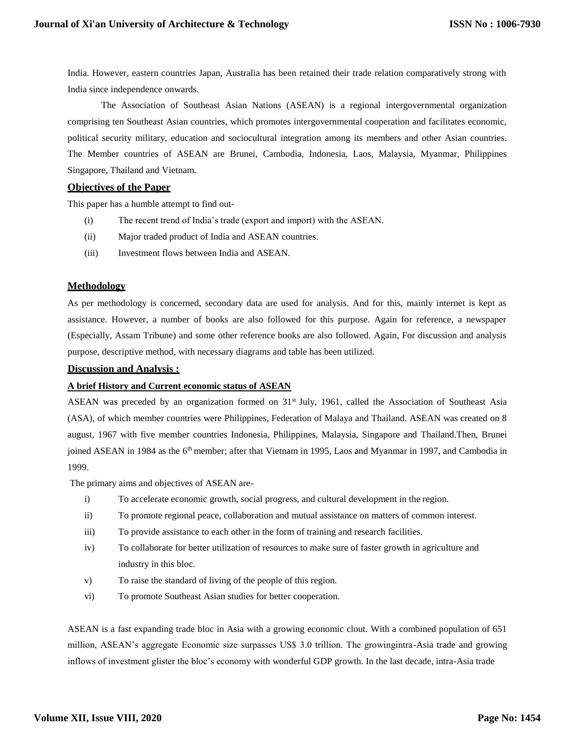India. However, eastern countries Japan, Australia has been retained their trade relation comparatively strong with India since independence onwards.

The Association of Southeast Asian Nations (ASEAN) is a regional intergovernmental organization comprising ten Southeast Asian countries, which promotes intergovernmental cooperation and facilitates economic, political security military, education and sociocultural integration among its members and other Asian countries. The Member countries of ASEAN are Brunei, Cambodia, Indonesia, Laos, Malaysia, Myanmar, Philippines Singapore, Thailand and Vietnam.

## Objectives of the Paper

This paper has a humble attempt to find out-

(i) The recent trend of India's trade (export and import) with the ASEAN.

(ii) Major traded product of India and ASEAN countries.

(iii) Investment flows between India and ASEAN.

## Methodology

As per methodology is concerned, secondary data are used for analysis. And for this, mainly internet is kept as assistance. However, a number of books are also followed for this purpose. Again for reference, a newspaper (Especially, Assam Tribune) and some other reference books are also followed. Again, For discussion and analysis purpose, descriptive method, with necessary diagrams and table has been utilized.

## Discussion and Analysis :

### A brief History and Current economic status of ASEAN

ASEAN was preceded by an organization formed on 31st July, 1961, called the Association of Southeast Asia (ASA), of which member countries were Philippines, Federation of Malaya and Thailand. ASEAN was created on 8 august, 1967 with five member countries Indonesia, Philippines, Malaysia, Singapore and Thailand.Then, Brunei joined ASEAN in 1984 as the 6th member; after that Vietnam in 1995, Laos and Myanmar in 1997, and Cambodia in 1999.

The primary aims and objectives of ASEAN are-

i) To accelerate economic growth, social progress, and cultural development in the region.

ii) To promote regional peace, collaboration and mutual assistance on matters of common interest.

iii) To provide assistance to each other in the form of training and research facilities.

iv) To collaborate for better utilization of resources to make sure of faster growth in agriculture and industry in this bloc.

v) To raise the standard of living of the people of this region.

vi) To promote Southeast Asian studies for better cooperation.

ASEAN is a fast expanding trade bloc in Asia with a growing economic clout. With a combined population of 651 million, ASEAN's aggregate Economic size surpasses US$ 3.0 trillion. The growingintra-Asia trade and growing inflows of investment glister the bloc's economy with wonderful GDP growth. In the last decade, intra-Asia trade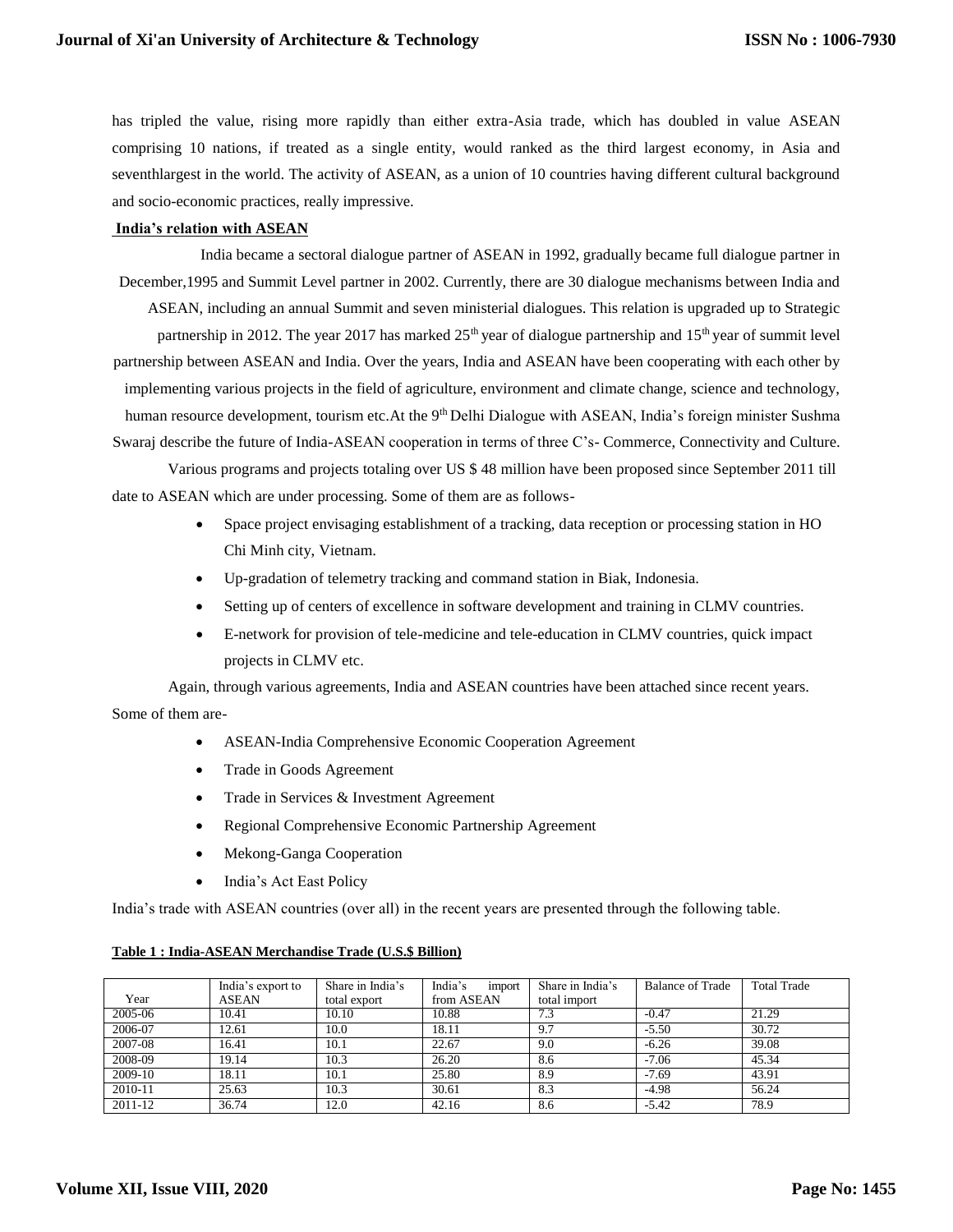has tripled the value, rising more rapidly than either extra-Asia trade, which has doubled in value ASEAN comprising 10 nations, if treated as a single entity, would ranked as the third largest economy, in Asia and seventhlargest in the world. The activity of ASEAN, as a union of 10 countries having different cultural background and socio-economic practices, really impressive.

**India's relation with ASEAN**

India became a sectoral dialogue partner of ASEAN in 1992, gradually became full dialogue partner in December,1995 and Summit Level partner in 2002. Currently, there are 30 dialogue mechanisms between India and ASEAN, including an annual Summit and seven ministerial dialogues. This relation is upgraded up to Strategic partnership in 2012. The year 2017 has marked 25th year of dialogue partnership and 15th year of summit level partnership between ASEAN and India. Over the years, India and ASEAN have been cooperating with each other by implementing various projects in the field of agriculture, environment and climate change, science and technology, human resource development, tourism etc.At the 9th Delhi Dialogue with ASEAN, India's foreign minister Sushma Swaraj describe the future of India-ASEAN cooperation in terms of three C's- Commerce, Connectivity and Culture.

Various programs and projects totaling over US $ 48 million have been proposed since September 2011 till date to ASEAN which are under processing. Some of them are as follows-

- Space project envisaging establishment of a tracking, data reception or processing station in HO Chi Minh city, Vietnam.
- Up-gradation of telemetry tracking and command station in Biak, Indonesia.
- Setting up of centers of excellence in software development and training in CLMV countries.
- E-network for provision of tele-medicine and tele-education in CLMV countries, quick impact projects in CLMV etc.

Again, through various agreements, India and ASEAN countries have been attached since recent years. Some of them are-

- ASEAN-India Comprehensive Economic Cooperation Agreement
- Trade in Goods Agreement
- Trade in Services & Investment Agreement
- Regional Comprehensive Economic Partnership Agreement
- Mekong-Ganga Cooperation
- India's Act East Policy

India's trade with ASEAN countries (over all) in the recent years are presented through the following table.

**Table 1 : India-ASEAN Merchandise Trade (U.S.$ Billion)**

| Year | India's export to ASEAN | Share in India's total export | India's import from ASEAN | Share in India's total import | Balance of Trade | Total Trade |
|---|---|---|---|---|---|---|
| 2005-06 | 10.41 | 10.10 | 10.88 | 7.3 | -0.47 | 21.29 |
| 2006-07 | 12.61 | 10.0 | 18.11 | 9.7 | -5.50 | 30.72 |
| 2007-08 | 16.41 | 10.1 | 22.67 | 9.0 | -6.26 | 39.08 |
| 2008-09 | 19.14 | 10.3 | 26.20 | 8.6 | -7.06 | 45.34 |
| 2009-10 | 18.11 | 10.1 | 25.80 | 8.9 | -7.69 | 43.91 |
| 2010-11 | 25.63 | 10.3 | 30.61 | 8.3 | -4.98 | 56.24 |
| 2011-12 | 36.74 | 12.0 | 42.16 | 8.6 | -5.42 | 78.9 |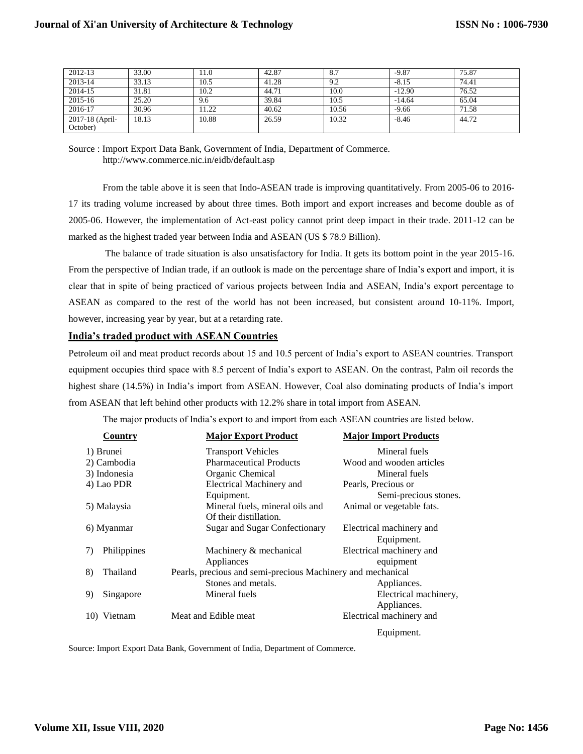| 2012-13 | 33.00 | 11.0 | 42.87 | 8.7 | -9.87 | 75.87 |
|---|---|---|---|---|---|---|
| 2013-14 | 33.13 | 10.5 | 41.28 | 9.2 | -8.15 | 74.41 |
| 2014-15 | 31.81 | 10.2 | 44.71 | 10.0 | -12.90 | 76.52 |
| 2015-16 | 25.20 | 9.6 | 39.84 | 10.5 | -14.64 | 65.04 |
| 2016-17 | 30.96 | 11.22 | 40.62 | 10.56 | -9.66 | 71.58 |
| 2017-18 (April-October) | 18.13 | 10.88 | 26.59 | 10.32 | -8.46 | 44.72 |

Source : Import Export Data Bank, Government of India, Department of Commerce. http://www.commerce.nic.in/eidb/default.asp

From the table above it is seen that Indo-ASEAN trade is improving quantitatively. From 2005-06 to 2016-17 its trading volume increased by about three times. Both import and export increases and become double as of 2005-06. However, the implementation of Act-east policy cannot print deep impact in their trade. 2011-12 can be marked as the highest traded year between India and ASEAN (US $ 78.9 Billion).

The balance of trade situation is also unsatisfactory for India. It gets its bottom point in the year 2015-16. From the perspective of Indian trade, if an outlook is made on the percentage share of India's export and import, it is clear that in spite of being practiced of various projects between India and ASEAN, India's export percentage to ASEAN as compared to the rest of the world has not been increased, but consistent around 10-11%. Import, however, increasing year by year, but at a retarding rate.

## India's traded product with ASEAN Countries

Petroleum oil and meat product records about 15 and 10.5 percent of India's export to ASEAN countries. Transport equipment occupies third space with 8.5 percent of India's export to ASEAN. On the contrast, Palm oil records the highest share (14.5%) in India's import from ASEAN. However, Coal also dominating products of India's import from ASEAN that left behind other products with 12.2% share in total import from ASEAN.

The major products of India's export to and import from each ASEAN countries are listed below.

| Country | Major Export Product | Major Import Products |
|---|---|---|
| 1) Brunei | Transport Vehicles | Mineral fuels |
| 2) Cambodia | Pharmaceutical Products | Wood and wooden articles |
| 3) Indonesia | Organic Chemical | Mineral fuels |
| 4) Lao PDR | Electrical Machinery and Equipment. | Pearls, Precious or Semi-precious stones. |
| 5) Malaysia | Mineral fuels, mineral oils and Of their distillation. | Animal or vegetable fats. |
| 6) Myanmar | Sugar and Sugar Confectionary | Electrical machinery and Equipment. |
| 7) Philippines | Machinery & mechanical Appliances | Electrical machinery and equipment |
| 8) Thailand | Pearls, precious and semi-precious Stones and metals. | Machinery and mechanical Appliances. |
| 9) Singapore | Mineral fuels | Electrical machinery, Appliances. |
| 10) Vietnam | Meat and Edible meat | Electrical machinery and Equipment. |

Source: Import Export Data Bank, Government of India, Department of Commerce.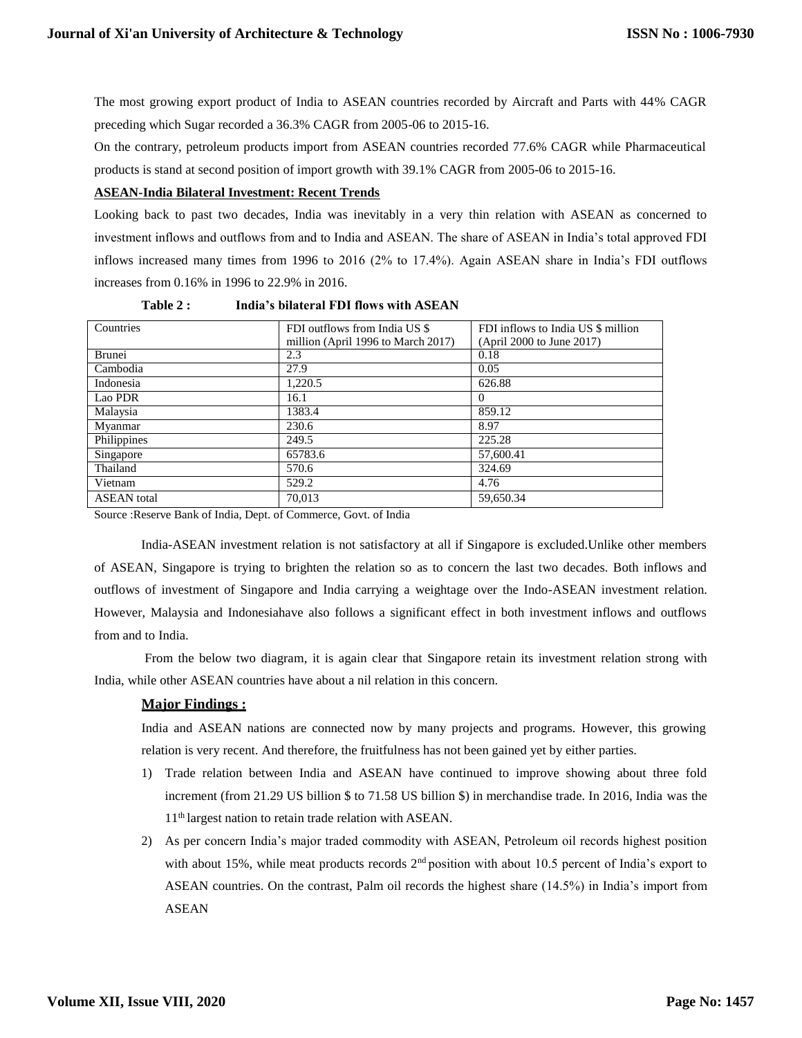The most growing export product of India to ASEAN countries recorded by Aircraft and Parts with 44% CAGR preceding which Sugar recorded a 36.3% CAGR from 2005-06 to 2015-16.

On the contrary, petroleum products import from ASEAN countries recorded 77.6% CAGR while Pharmaceutical products is stand at second position of import growth with 39.1% CAGR from 2005-06 to 2015-16.

**ASEAN-India Bilateral Investment: Recent Trends**

Looking back to past two decades, India was inevitably in a very thin relation with ASEAN as concerned to investment inflows and outflows from and to India and ASEAN. The share of ASEAN in India's total approved FDI inflows increased many times from 1996 to 2016 (2% to 17.4%). Again ASEAN share in India's FDI outflows increases from 0.16% in 1996 to 22.9% in 2016.

**Table 2 : India's bilateral FDI flows with ASEAN**

| Countries | FDI outflows from India US $ million (April 1996 to March 2017) | FDI inflows to India US $ million (April 2000 to June 2017) |
|---|---|---|
| Brunei | 2.3 | 0.18 |
| Cambodia | 27.9 | 0.05 |
| Indonesia | 1,220.5 | 626.88 |
| Lao PDR | 16.1 | 0 |
| Malaysia | 1383.4 | 859.12 |
| Myanmar | 230.6 | 8.97 |
| Philippines | 249.5 | 225.28 |
| Singapore | 65783.6 | 57,600.41 |
| Thailand | 570.6 | 324.69 |
| Vietnam | 529.2 | 4.76 |
| ASEAN total | 70,013 | 59,650.34 |

Source :Reserve Bank of India, Dept. of Commerce, Govt. of India

India-ASEAN investment relation is not satisfactory at all if Singapore is excluded.Unlike other members of ASEAN, Singapore is trying to brighten the relation so as to concern the last two decades. Both inflows and outflows of investment of Singapore and India carrying a weightage over the Indo-ASEAN investment relation. However, Malaysia and Indonesiahave also follows a significant effect in both investment inflows and outflows from and to India.

From the below two diagram, it is again clear that Singapore retain its investment relation strong with India, while other ASEAN countries have about a nil relation in this concern.

## Major Findings :

India and ASEAN nations are connected now by many projects and programs. However, this growing relation is very recent. And therefore, the fruitfulness has not been gained yet by either parties.

1) Trade relation between India and ASEAN have continued to improve showing about three fold increment (from 21.29 US billion $ to 71.58 US billion $) in merchandise trade. In 2016, India was the 11th largest nation to retain trade relation with ASEAN.
2) As per concern India's major traded commodity with ASEAN, Petroleum oil records highest position with about 15%, while meat products records 2nd position with about 10.5 percent of India's export to ASEAN countries. On the contrast, Palm oil records the highest share (14.5%) in India's import from ASEAN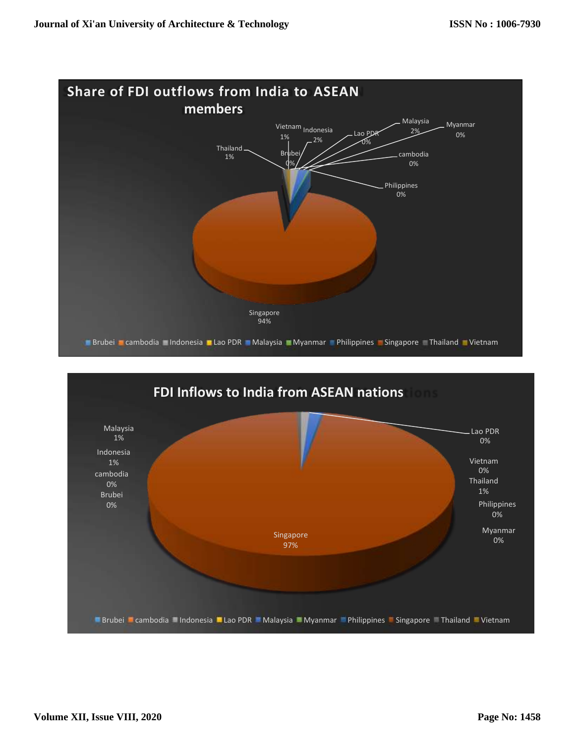**Share of FDI outflows from India to ASEAN members**

Vietnam 1%, Indonesia 2%, Lao PDR 0%, Malaysia 2%, Myanmar 0%, Thailand 1%, Brubei 0%, cambodia 0%, Philippines 0%, Singapore 94%

Brubei, cambodia, Indonesia, Lao PDR, Malaysia, Myanmar, Philippines, Singapore, Thailand, Vietnam

**FDI Inflows to India from ASEAN nations**

Malaysia 1%, Indonesia 1%, cambodia 0%, Brubei 0%, Lao PDR 0%, Vietnam 0%, Thailand 1%, Philippines 0%, Myanmar 0%, Singapore 97%

Brubei, cambodia, Indonesia, Lao PDR, Malaysia, Myanmar, Philippines, Singapore, Thailand, Vietnam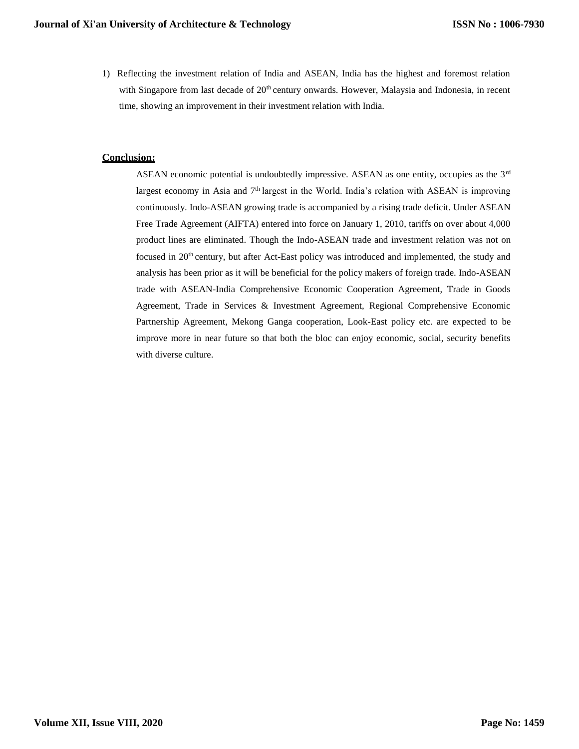1) Reflecting the investment relation of India and ASEAN, India has the highest and foremost relation with Singapore from last decade of 20th century onwards. However, Malaysia and Indonesia, in recent time, showing an improvement in their investment relation with India.

## Conclusion:

ASEAN economic potential is undoubtedly impressive. ASEAN as one entity, occupies as the 3rd largest economy in Asia and 7th largest in the World. India's relation with ASEAN is improving continuously. Indo-ASEAN growing trade is accompanied by a rising trade deficit. Under ASEAN Free Trade Agreement (AIFTA) entered into force on January 1, 2010, tariffs on over about 4,000 product lines are eliminated. Though the Indo-ASEAN trade and investment relation was not on focused in 20th century, but after Act-East policy was introduced and implemented, the study and analysis has been prior as it will be beneficial for the policy makers of foreign trade. Indo-ASEAN trade with ASEAN-India Comprehensive Economic Cooperation Agreement, Trade in Goods Agreement, Trade in Services & Investment Agreement, Regional Comprehensive Economic Partnership Agreement, Mekong Ganga cooperation, Look-East policy etc. are expected to be improve more in near future so that both the bloc can enjoy economic, social, security benefits with diverse culture.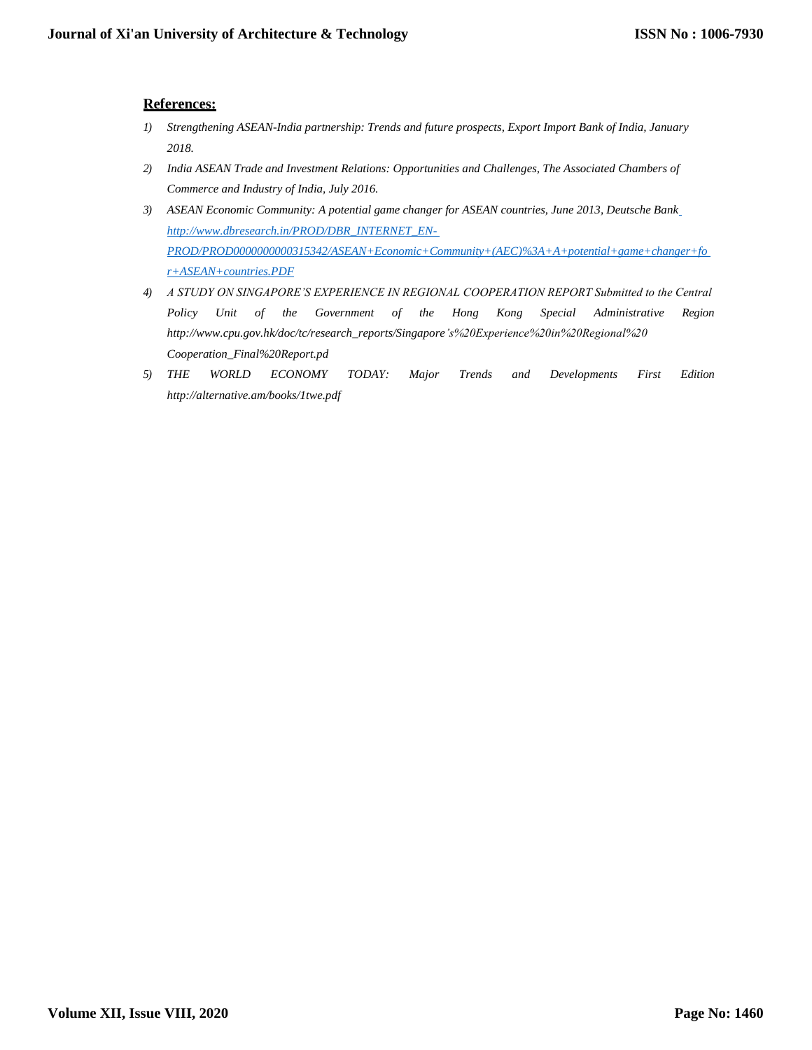## References:

1) *Strengthening ASEAN-India partnership: Trends and future prospects, Export Import Bank of India, January 2018.*
2) *India ASEAN Trade and Investment Relations: Opportunities and Challenges, The Associated Chambers of Commerce and Industry of India, July 2016.*
3) *ASEAN Economic Community: A potential game changer for ASEAN countries, June 2013, Deutsche Bank http://www.dbresearch.in/PROD/DBR_INTERNET_EN-PROD/PROD0000000000315342/ASEAN+Economic+Community+(AEC)%3A+A+potential+game+changer+for+ASEAN+countries.PDF*
4) *A STUDY ON SINGAPORE'S EXPERIENCE IN REGIONAL COOPERATION REPORT Submitted to the Central Policy Unit of the Government of the Hong Kong Special Administrative Region http://www.cpu.gov.hk/doc/tc/research_reports/Singapore's%20Experience%20in%20Regional%20Cooperation_Final%20Report.pd*
5) *THE WORLD ECONOMY TODAY: Major Trends and Developments First Edition http://alternative.am/books/1twe.pdf*